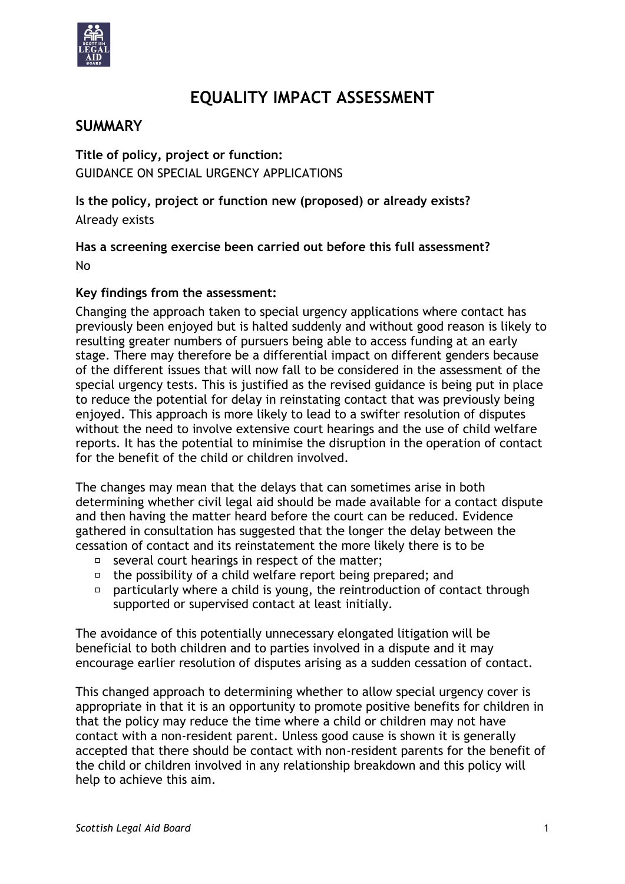# EQUALITY IMPACT ASSESSMENT

## SUMMARY

**Title of policy, project or function:**
GUIDANCE ON SPECIAL URGENCY APPLICATIONS

**Is the policy, project or function new (proposed) or already exists?**
Already exists

**Has a screening exercise been carried out before this full assessment?**
No

**Key findings from the assessment:**

Changing the approach taken to special urgency applications where contact has previously been enjoyed but is halted suddenly and without good reason is likely to resulting greater numbers of pursuers being able to access funding at an early stage. There may therefore be a differential impact on different genders because of the different issues that will now fall to be considered in the assessment of the special urgency tests. This is justified as the revised guidance is being put in place to reduce the potential for delay in reinstating contact that was previously being enjoyed. This approach is more likely to lead to a swifter resolution of disputes without the need to involve extensive court hearings and the use of child welfare reports. It has the potential to minimise the disruption in the operation of contact for the benefit of the child or children involved.

The changes may mean that the delays that can sometimes arise in both determining whether civil legal aid should be made available for a contact dispute and then having the matter heard before the court can be reduced. Evidence gathered in consultation has suggested that the longer the delay between the cessation of contact and its reinstatement the more likely there is to be

- several court hearings in respect of the matter;
- the possibility of a child welfare report being prepared; and
- particularly where a child is young, the reintroduction of contact through supported or supervised contact at least initially.

The avoidance of this potentially unnecessary elongated litigation will be beneficial to both children and to parties involved in a dispute and it may encourage earlier resolution of disputes arising as a sudden cessation of contact.

This changed approach to determining whether to allow special urgency cover is appropriate in that it is an opportunity to promote positive benefits for children in that the policy may reduce the time where a child or children may not have contact with a non-resident parent. Unless good cause is shown it is generally accepted that there should be contact with non-resident parents for the benefit of the child or children involved in any relationship breakdown and this policy will help to achieve this aim.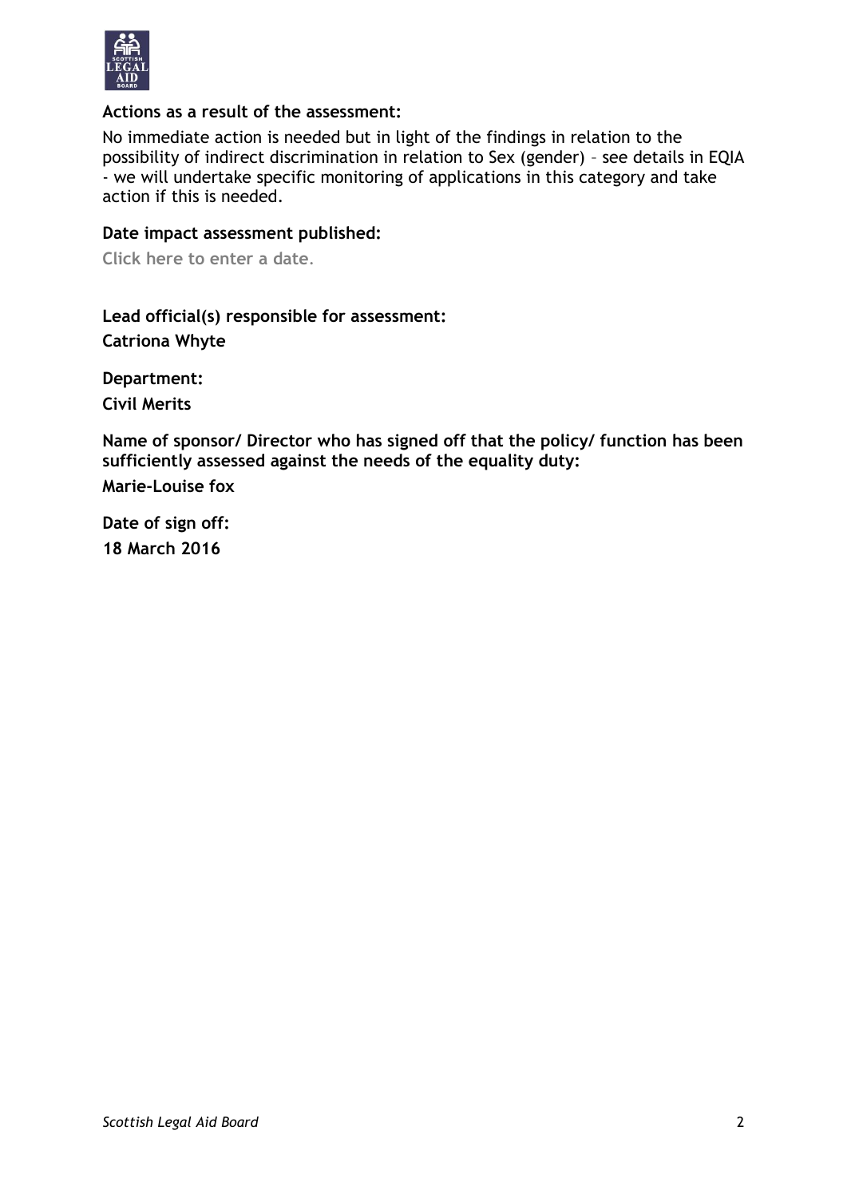**Actions as a result of the assessment:**

No immediate action is needed but in light of the findings in relation to the possibility of indirect discrimination in relation to Sex (gender) – see details in EQIA - we will undertake specific monitoring of applications in this category and take action if this is needed.

**Date impact assessment published:**

Click here to enter a date.

**Lead official(s) responsible for assessment:**

**Catriona Whyte**

**Department:**

**Civil Merits**

**Name of sponsor/ Director who has signed off that the policy/ function has been sufficiently assessed against the needs of the equality duty:**

**Marie-Louise fox**

**Date of sign off:**

**18 March 2016**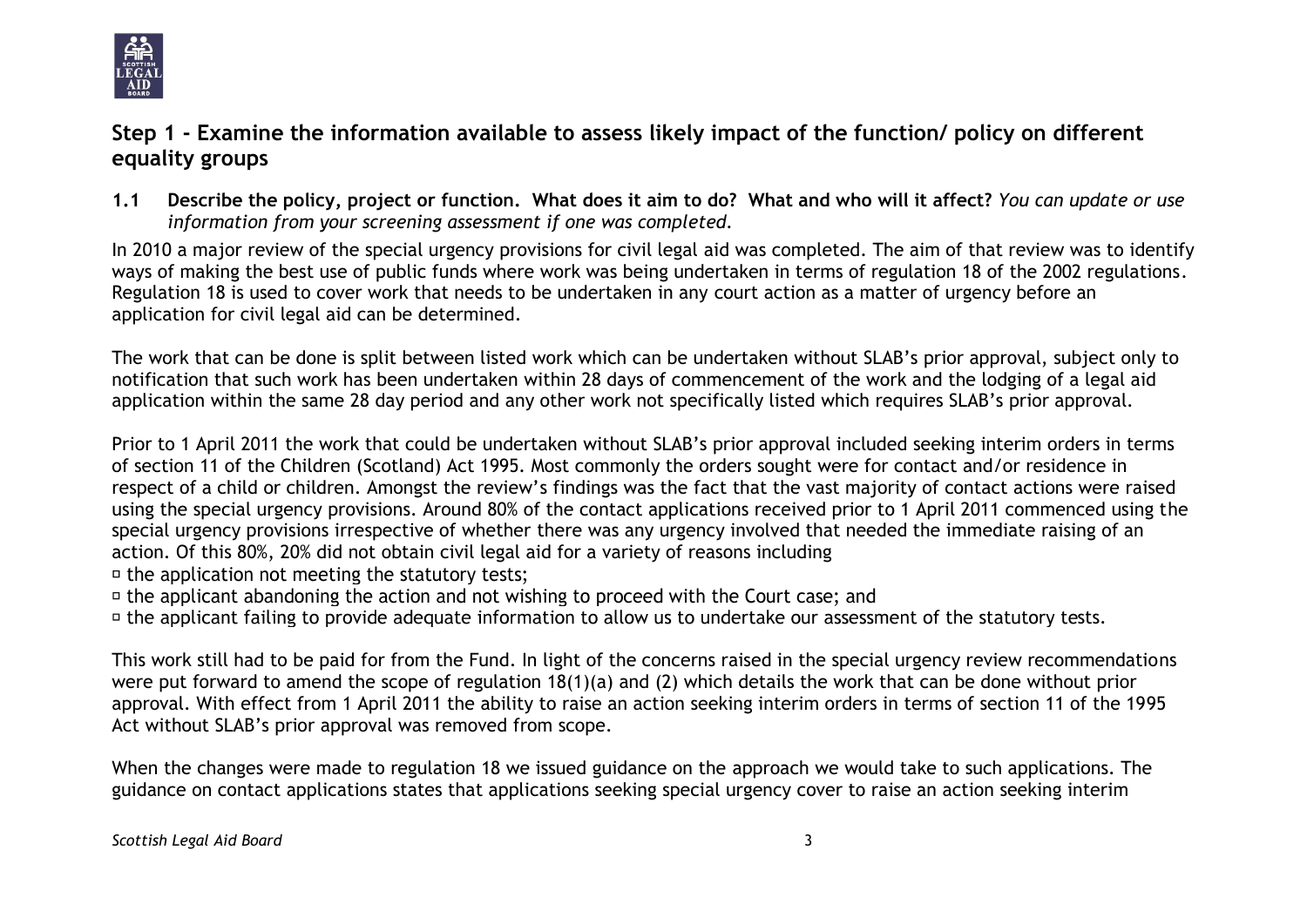## Step 1 - Examine the information available to assess likely impact of the function/ policy on different equality groups

**1.1 Describe the policy, project or function. What does it aim to do? What and who will it affect?** *You can update or use information from your screening assessment if one was completed.*

In 2010 a major review of the special urgency provisions for civil legal aid was completed. The aim of that review was to identify ways of making the best use of public funds where work was being undertaken in terms of regulation 18 of the 2002 regulations. Regulation 18 is used to cover work that needs to be undertaken in any court action as a matter of urgency before an application for civil legal aid can be determined.

The work that can be done is split between listed work which can be undertaken without SLAB's prior approval, subject only to notification that such work has been undertaken within 28 days of commencement of the work and the lodging of a legal aid application within the same 28 day period and any other work not specifically listed which requires SLAB's prior approval.

Prior to 1 April 2011 the work that could be undertaken without SLAB's prior approval included seeking interim orders in terms of section 11 of the Children (Scotland) Act 1995. Most commonly the orders sought were for contact and/or residence in respect of a child or children. Amongst the review's findings was the fact that the vast majority of contact actions were raised using the special urgency provisions. Around 80% of the contact applications received prior to 1 April 2011 commenced using the special urgency provisions irrespective of whether there was any urgency involved that needed the immediate raising of an action. Of this 80%, 20% did not obtain civil legal aid for a variety of reasons including

- the application not meeting the statutory tests;
- the applicant abandoning the action and not wishing to proceed with the Court case; and
- the applicant failing to provide adequate information to allow us to undertake our assessment of the statutory tests.

This work still had to be paid for from the Fund. In light of the concerns raised in the special urgency review recommendations were put forward to amend the scope of regulation 18(1)(a) and (2) which details the work that can be done without prior approval. With effect from 1 April 2011 the ability to raise an action seeking interim orders in terms of section 11 of the 1995 Act without SLAB's prior approval was removed from scope.

When the changes were made to regulation 18 we issued guidance on the approach we would take to such applications. The guidance on contact applications states that applications seeking special urgency cover to raise an action seeking interim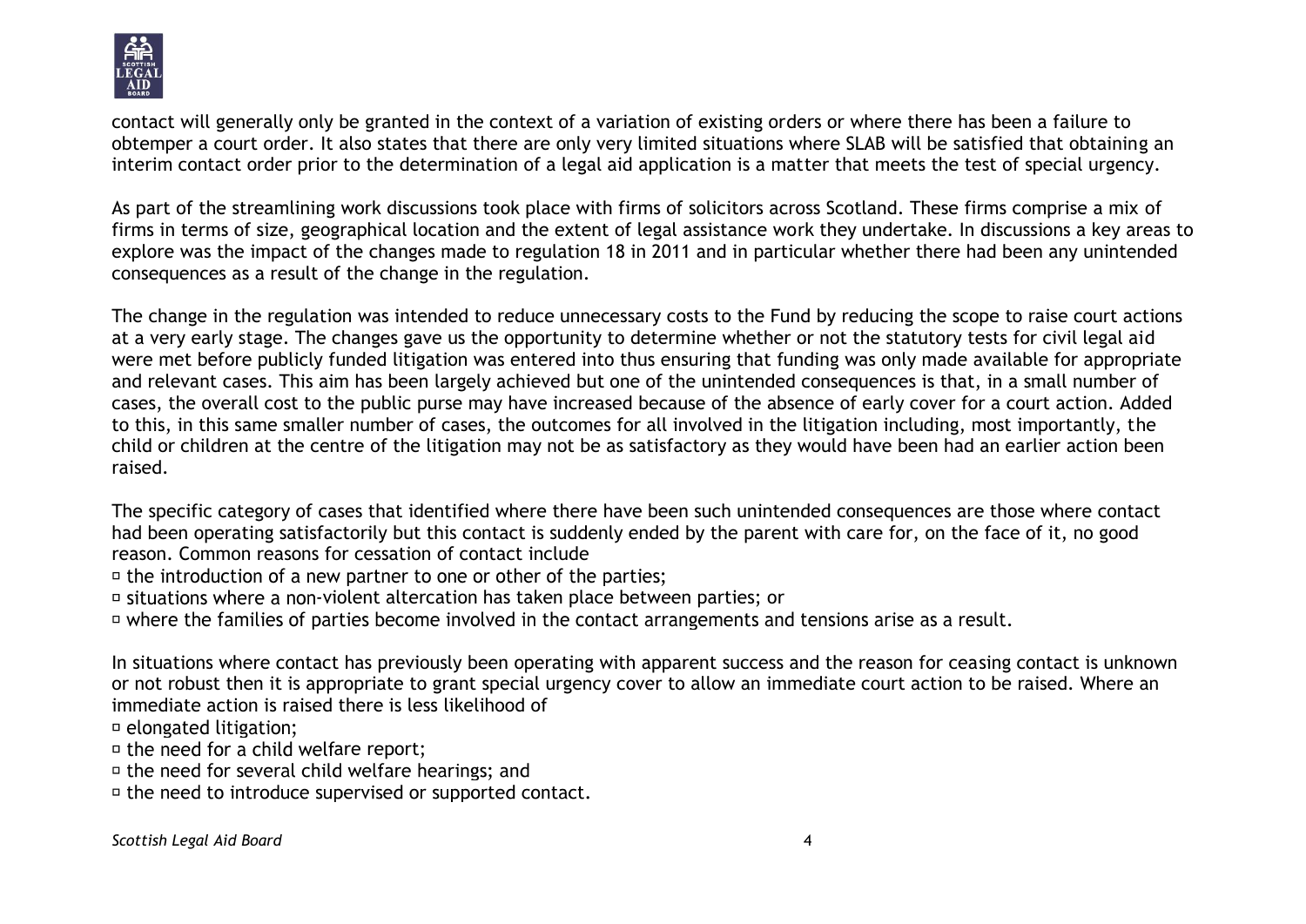contact will generally only be granted in the context of a variation of existing orders or where there has been a failure to obtemper a court order. It also states that there are only very limited situations where SLAB will be satisfied that obtaining an interim contact order prior to the determination of a legal aid application is a matter that meets the test of special urgency.

As part of the streamlining work discussions took place with firms of solicitors across Scotland. These firms comprise a mix of firms in terms of size, geographical location and the extent of legal assistance work they undertake. In discussions a key areas to explore was the impact of the changes made to regulation 18 in 2011 and in particular whether there had been any unintended consequences as a result of the change in the regulation.

The change in the regulation was intended to reduce unnecessary costs to the Fund by reducing the scope to raise court actions at a very early stage. The changes gave us the opportunity to determine whether or not the statutory tests for civil legal aid were met before publicly funded litigation was entered into thus ensuring that funding was only made available for appropriate and relevant cases. This aim has been largely achieved but one of the unintended consequences is that, in a small number of cases, the overall cost to the public purse may have increased because of the absence of early cover for a court action. Added to this, in this same smaller number of cases, the outcomes for all involved in the litigation including, most importantly, the child or children at the centre of the litigation may not be as satisfactory as they would have been had an earlier action been raised.

The specific category of cases that identified where there have been such unintended consequences are those where contact had been operating satisfactorily but this contact is suddenly ended by the parent with care for, on the face of it, no good reason. Common reasons for cessation of contact include

- the introduction of a new partner to one or other of the parties;
- situations where a non-violent altercation has taken place between parties; or
- where the families of parties become involved in the contact arrangements and tensions arise as a result.

In situations where contact has previously been operating with apparent success and the reason for ceasing contact is unknown or not robust then it is appropriate to grant special urgency cover to allow an immediate court action to be raised. Where an immediate action is raised there is less likelihood of

- elongated litigation;
- the need for a child welfare report;
- the need for several child welfare hearings; and
- the need to introduce supervised or supported contact.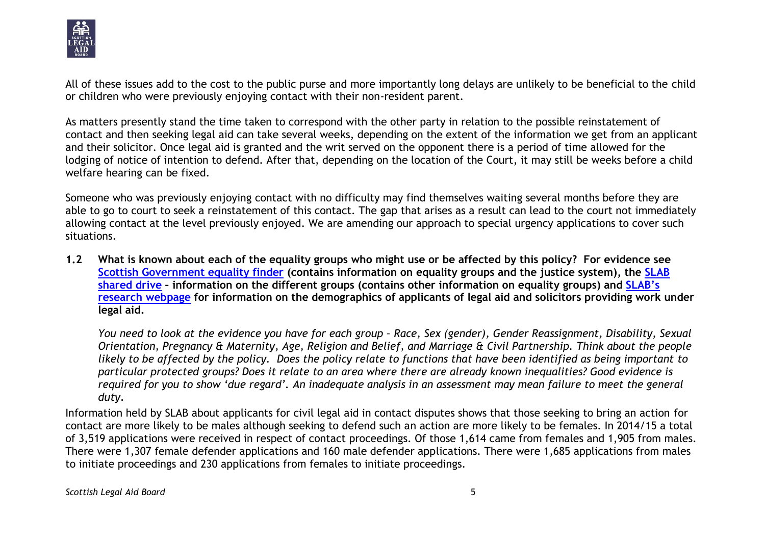All of these issues add to the cost to the public purse and more importantly long delays are unlikely to be beneficial to the child or children who were previously enjoying contact with their non-resident parent.

As matters presently stand the time taken to correspond with the other party in relation to the possible reinstatement of contact and then seeking legal aid can take several weeks, depending on the extent of the information we get from an applicant and their solicitor. Once legal aid is granted and the writ served on the opponent there is a period of time allowed for the lodging of notice of intention to defend. After that, depending on the location of the Court, it may still be weeks before a child welfare hearing can be fixed.

Someone who was previously enjoying contact with no difficulty may find themselves waiting several months before they are able to go to court to seek a reinstatement of this contact. The gap that arises as a result can lead to the court not immediately allowing contact at the level previously enjoyed. We are amending our approach to special urgency applications to cover such situations.

**1.2 What is known about each of the equality groups who might use or be affected by this policy? For evidence see Scottish Government equality finder (contains information on equality groups and the justice system), the SLAB shared drive – information on the different groups (contains other information on equality groups) and SLAB's research webpage for information on the demographics of applicants of legal aid and solicitors providing work under legal aid.**

*You need to look at the evidence you have for each group – Race, Sex (gender), Gender Reassignment, Disability, Sexual Orientation, Pregnancy & Maternity, Age, Religion and Belief, and Marriage & Civil Partnership. Think about the people likely to be affected by the policy. Does the policy relate to functions that have been identified as being important to particular protected groups? Does it relate to an area where there are already known inequalities? Good evidence is required for you to show 'due regard'. An inadequate analysis in an assessment may mean failure to meet the general duty.*

Information held by SLAB about applicants for civil legal aid in contact disputes shows that those seeking to bring an action for contact are more likely to be males although seeking to defend such an action are more likely to be females. In 2014/15 a total of 3,519 applications were received in respect of contact proceedings. Of those 1,614 came from females and 1,905 from males. There were 1,307 female defender applications and 160 male defender applications. There were 1,685 applications from males to initiate proceedings and 230 applications from females to initiate proceedings.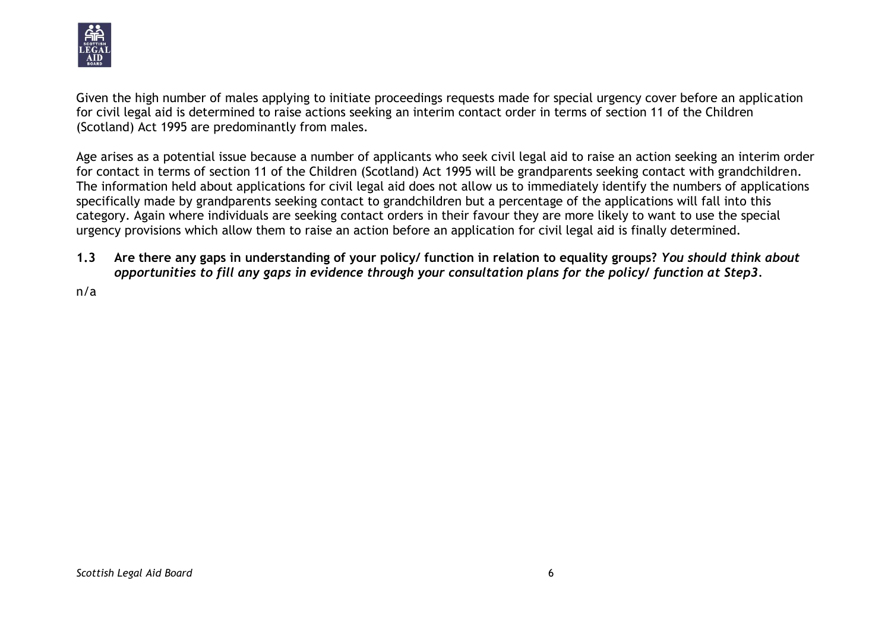Given the high number of males applying to initiate proceedings requests made for special urgency cover before an application for civil legal aid is determined to raise actions seeking an interim contact order in terms of section 11 of the Children (Scotland) Act 1995 are predominantly from males.

Age arises as a potential issue because a number of applicants who seek civil legal aid to raise an action seeking an interim order for contact in terms of section 11 of the Children (Scotland) Act 1995 will be grandparents seeking contact with grandchildren. The information held about applications for civil legal aid does not allow us to immediately identify the numbers of applications specifically made by grandparents seeking contact to grandchildren but a percentage of the applications will fall into this category. Again where individuals are seeking contact orders in their favour they are more likely to want to use the special urgency provisions which allow them to raise an action before an application for civil legal aid is finally determined.

**1.3 Are there any gaps in understanding of your policy/ function in relation to equality groups?** ***You should think about opportunities to fill any gaps in evidence through your consultation plans for the policy/ function at Step3.***

n/a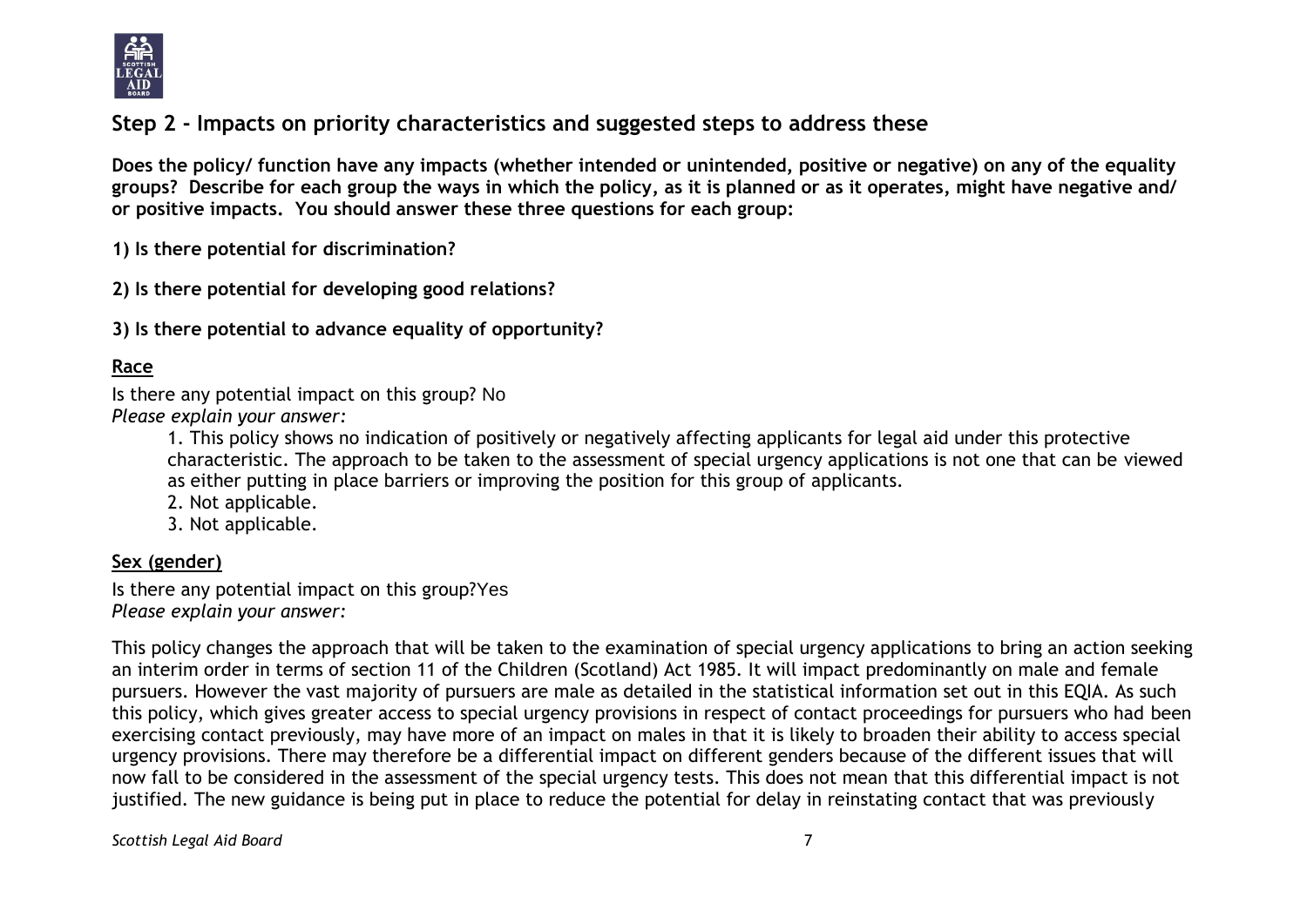## Step 2 - Impacts on priority characteristics and suggested steps to address these

**Does the policy/ function have any impacts (whether intended or unintended, positive or negative) on any of the equality groups? Describe for each group the ways in which the policy, as it is planned or as it operates, might have negative and/ or positive impacts. You should answer these three questions for each group:**

**1) Is there potential for discrimination?**

**2) Is there potential for developing good relations?**

**3) Is there potential to advance equality of opportunity?**

**Race**

Is there any potential impact on this group? No
*Please explain your answer:*

1. This policy shows no indication of positively or negatively affecting applicants for legal aid under this protective characteristic. The approach to be taken to the assessment of special urgency applications is not one that can be viewed as either putting in place barriers or improving the position for this group of applicants.
2. Not applicable.
3. Not applicable.

**Sex (gender)**

Is there any potential impact on this group?Yes
*Please explain your answer:*

This policy changes the approach that will be taken to the examination of special urgency applications to bring an action seeking an interim order in terms of section 11 of the Children (Scotland) Act 1985. It will impact predominantly on male and female pursuers. However the vast majority of pursuers are male as detailed in the statistical information set out in this EQIA. As such this policy, which gives greater access to special urgency provisions in respect of contact proceedings for pursuers who had been exercising contact previously, may have more of an impact on males in that it is likely to broaden their ability to access special urgency provisions. There may therefore be a differential impact on different genders because of the different issues that will now fall to be considered in the assessment of the special urgency tests. This does not mean that this differential impact is not justified. The new guidance is being put in place to reduce the potential for delay in reinstating contact that was previously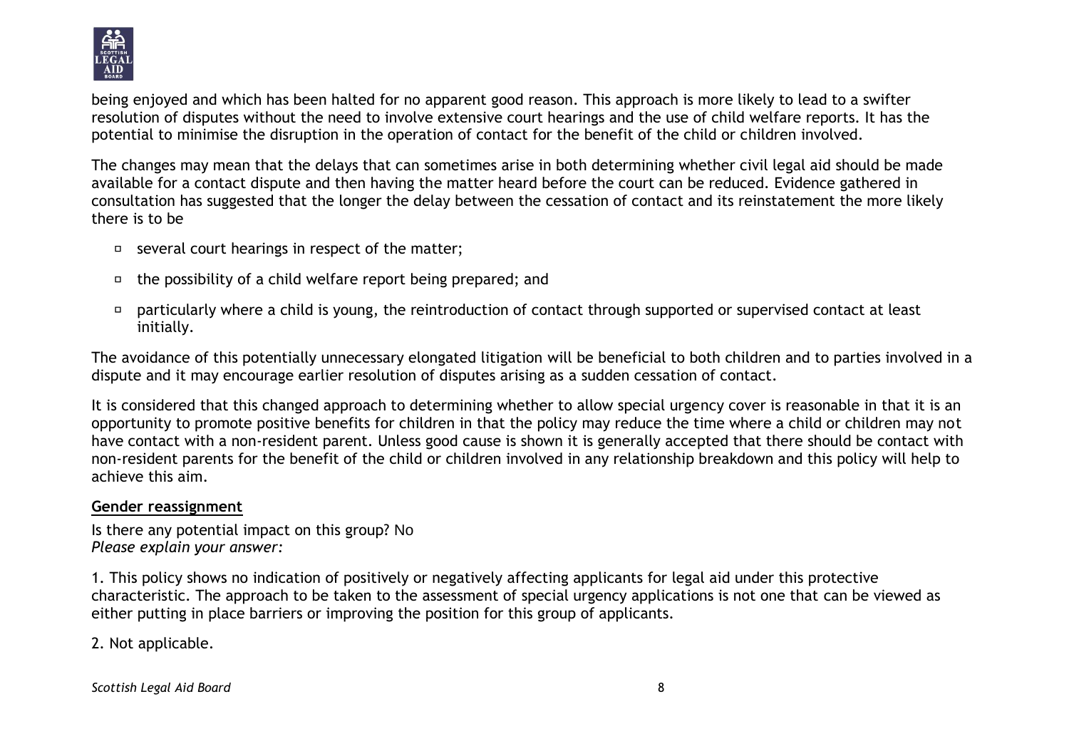being enjoyed and which has been halted for no apparent good reason. This approach is more likely to lead to a swifter resolution of disputes without the need to involve extensive court hearings and the use of child welfare reports. It has the potential to minimise the disruption in the operation of contact for the benefit of the child or children involved.

The changes may mean that the delays that can sometimes arise in both determining whether civil legal aid should be made available for a contact dispute and then having the matter heard before the court can be reduced. Evidence gathered in consultation has suggested that the longer the delay between the cessation of contact and its reinstatement the more likely there is to be

- several court hearings in respect of the matter;
- the possibility of a child welfare report being prepared; and
- particularly where a child is young, the reintroduction of contact through supported or supervised contact at least initially.

The avoidance of this potentially unnecessary elongated litigation will be beneficial to both children and to parties involved in a dispute and it may encourage earlier resolution of disputes arising as a sudden cessation of contact.

It is considered that this changed approach to determining whether to allow special urgency cover is reasonable in that it is an opportunity to promote positive benefits for children in that the policy may reduce the time where a child or children may not have contact with a non-resident parent. Unless good cause is shown it is generally accepted that there should be contact with non-resident parents for the benefit of the child or children involved in any relationship breakdown and this policy will help to achieve this aim.

**Gender reassignment**

Is there any potential impact on this group? No
*Please explain your answer:*

1. This policy shows no indication of positively or negatively affecting applicants for legal aid under this protective characteristic. The approach to be taken to the assessment of special urgency applications is not one that can be viewed as either putting in place barriers or improving the position for this group of applicants.

2. Not applicable.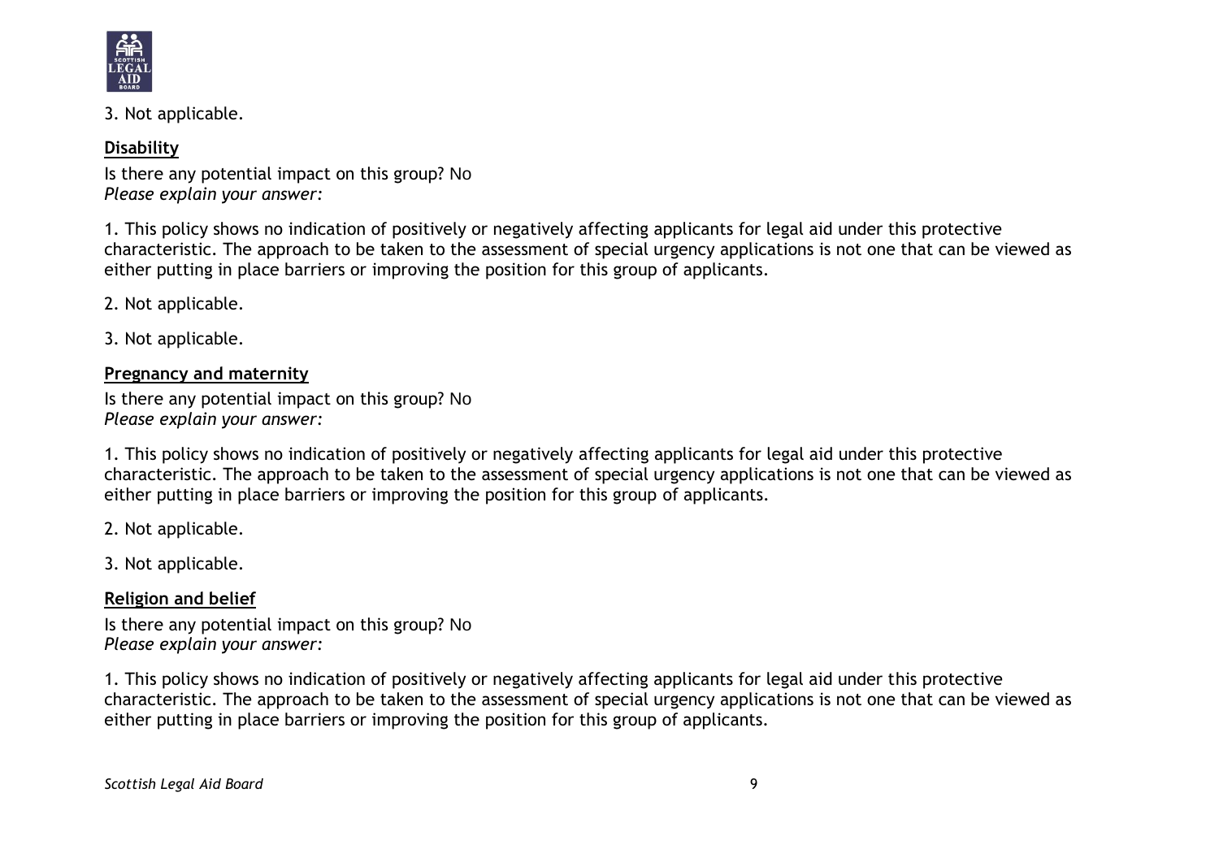3. Not applicable.

**Disability**

Is there any potential impact on this group? No
*Please explain your answer:*

1. This policy shows no indication of positively or negatively affecting applicants for legal aid under this protective characteristic. The approach to be taken to the assessment of special urgency applications is not one that can be viewed as either putting in place barriers or improving the position for this group of applicants.

2. Not applicable.

3. Not applicable.

**Pregnancy and maternity**

Is there any potential impact on this group? No
*Please explain your answer:*

1. This policy shows no indication of positively or negatively affecting applicants for legal aid under this protective characteristic. The approach to be taken to the assessment of special urgency applications is not one that can be viewed as either putting in place barriers or improving the position for this group of applicants.

2. Not applicable.

3. Not applicable.

**Religion and belief**

Is there any potential impact on this group? No
*Please explain your answer:*

1. This policy shows no indication of positively or negatively affecting applicants for legal aid under this protective characteristic. The approach to be taken to the assessment of special urgency applications is not one that can be viewed as either putting in place barriers or improving the position for this group of applicants.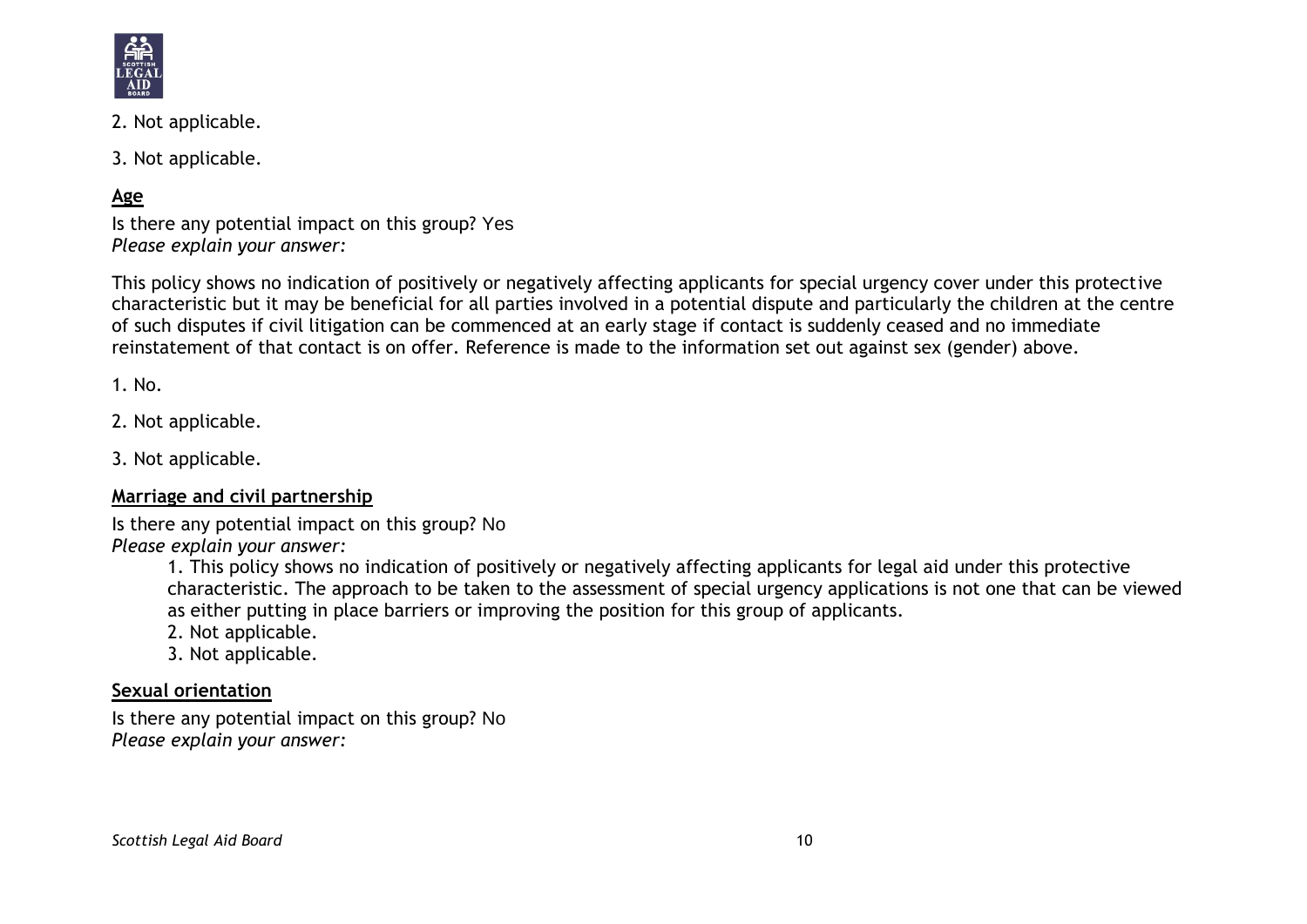2. Not applicable.

3. Not applicable.

**Age**

Is there any potential impact on this group? Yes
*Please explain your answer:*

This policy shows no indication of positively or negatively affecting applicants for special urgency cover under this protective characteristic but it may be beneficial for all parties involved in a potential dispute and particularly the children at the centre of such disputes if civil litigation can be commenced at an early stage if contact is suddenly ceased and no immediate reinstatement of that contact is on offer. Reference is made to the information set out against sex (gender) above.

1. No.

2. Not applicable.

3. Not applicable.

**Marriage and civil partnership**

Is there any potential impact on this group? No
*Please explain your answer:*

1. This policy shows no indication of positively or negatively affecting applicants for legal aid under this protective characteristic. The approach to be taken to the assessment of special urgency applications is not one that can be viewed as either putting in place barriers or improving the position for this group of applicants.
2. Not applicable.
3. Not applicable.

**Sexual orientation**

Is there any potential impact on this group? No
*Please explain your answer:*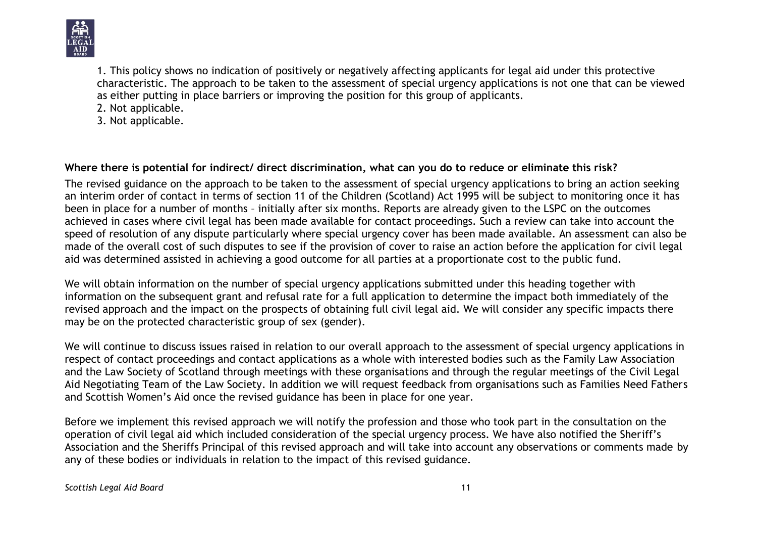1. This policy shows no indication of positively or negatively affecting applicants for legal aid under this protective characteristic. The approach to be taken to the assessment of special urgency applications is not one that can be viewed as either putting in place barriers or improving the position for this group of applicants.
2. Not applicable.
3. Not applicable.

**Where there is potential for indirect/ direct discrimination, what can you do to reduce or eliminate this risk?**

The revised guidance on the approach to be taken to the assessment of special urgency applications to bring an action seeking an interim order of contact in terms of section 11 of the Children (Scotland) Act 1995 will be subject to monitoring once it has been in place for a number of months – initially after six months. Reports are already given to the LSPC on the outcomes achieved in cases where civil legal has been made available for contact proceedings. Such a review can take into account the speed of resolution of any dispute particularly where special urgency cover has been made available. An assessment can also be made of the overall cost of such disputes to see if the provision of cover to raise an action before the application for civil legal aid was determined assisted in achieving a good outcome for all parties at a proportionate cost to the public fund.

We will obtain information on the number of special urgency applications submitted under this heading together with information on the subsequent grant and refusal rate for a full application to determine the impact both immediately of the revised approach and the impact on the prospects of obtaining full civil legal aid. We will consider any specific impacts there may be on the protected characteristic group of sex (gender).

We will continue to discuss issues raised in relation to our overall approach to the assessment of special urgency applications in respect of contact proceedings and contact applications as a whole with interested bodies such as the Family Law Association and the Law Society of Scotland through meetings with these organisations and through the regular meetings of the Civil Legal Aid Negotiating Team of the Law Society. In addition we will request feedback from organisations such as Families Need Fathers and Scottish Women's Aid once the revised guidance has been in place for one year.

Before we implement this revised approach we will notify the profession and those who took part in the consultation on the operation of civil legal aid which included consideration of the special urgency process. We have also notified the Sheriff's Association and the Sheriffs Principal of this revised approach and will take into account any observations or comments made by any of these bodies or individuals in relation to the impact of this revised guidance.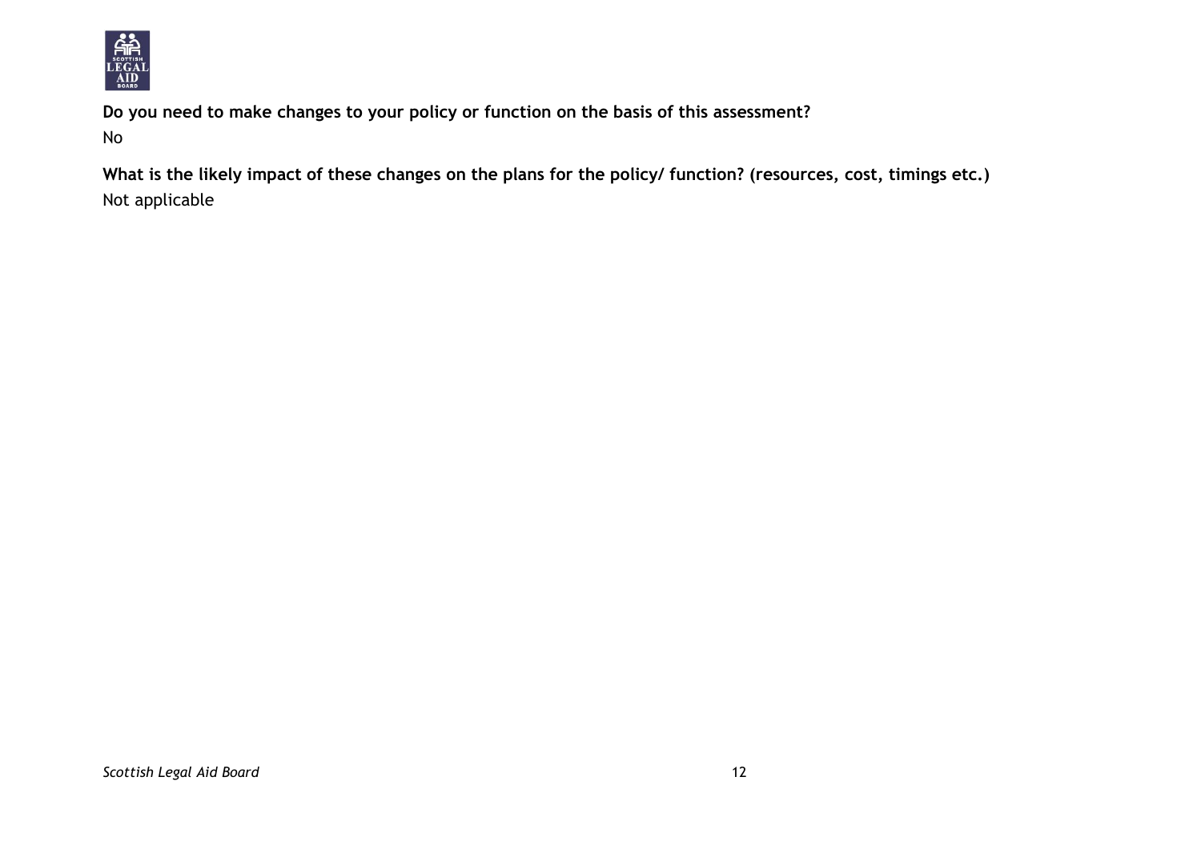**Do you need to make changes to your policy or function on the basis of this assessment?**

No

**What is the likely impact of these changes on the plans for the policy/ function? (resources, cost, timings etc.)**

Not applicable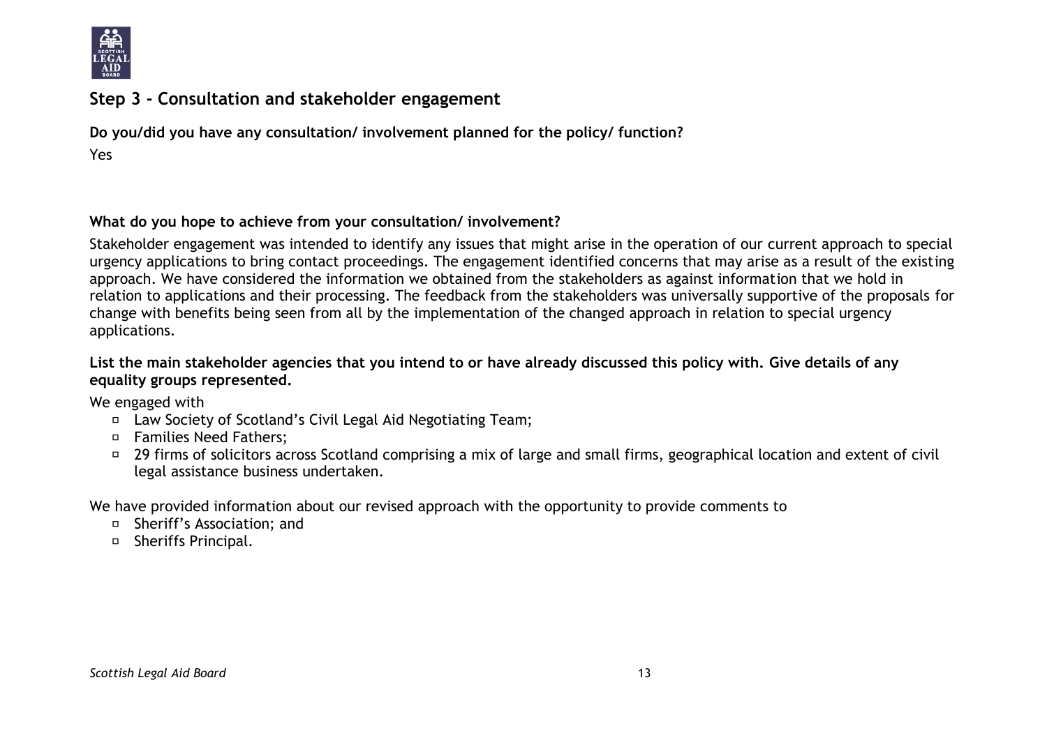## Step 3 - Consultation and stakeholder engagement

**Do you/did you have any consultation/ involvement planned for the policy/ function?**

Yes

**What do you hope to achieve from your consultation/ involvement?**

Stakeholder engagement was intended to identify any issues that might arise in the operation of our current approach to special urgency applications to bring contact proceedings. The engagement identified concerns that may arise as a result of the existing approach. We have considered the information we obtained from the stakeholders as against information that we hold in relation to applications and their processing. The feedback from the stakeholders was universally supportive of the proposals for change with benefits being seen from all by the implementation of the changed approach in relation to special urgency applications.

**List the main stakeholder agencies that you intend to or have already discussed this policy with. Give details of any equality groups represented.**

We engaged with

- Law Society of Scotland's Civil Legal Aid Negotiating Team;
- Families Need Fathers;
- 29 firms of solicitors across Scotland comprising a mix of large and small firms, geographical location and extent of civil legal assistance business undertaken.

We have provided information about our revised approach with the opportunity to provide comments to

- Sheriff's Association; and
- Sheriffs Principal.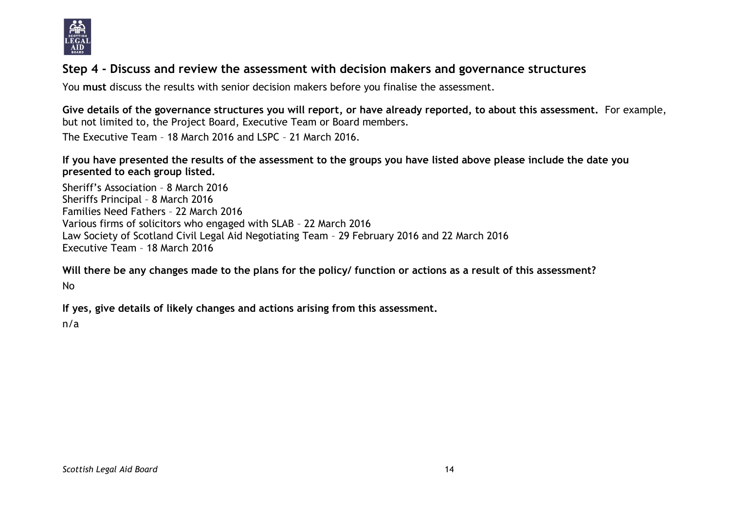## Step 4 - Discuss and review the assessment with decision makers and governance structures

You **must** discuss the results with senior decision makers before you finalise the assessment.

**Give details of the governance structures you will report, or have already reported, to about this assessment.** For example, but not limited to, the Project Board, Executive Team or Board members.

The Executive Team – 18 March 2016 and LSPC – 21 March 2016.

**If you have presented the results of the assessment to the groups you have listed above please include the date you presented to each group listed.**

Sheriff's Association – 8 March 2016
Sheriffs Principal – 8 March 2016
Families Need Fathers – 22 March 2016
Various firms of solicitors who engaged with SLAB – 22 March 2016
Law Society of Scotland Civil Legal Aid Negotiating Team – 29 February 2016 and 22 March 2016
Executive Team – 18 March 2016

**Will there be any changes made to the plans for the policy/ function or actions as a result of this assessment?**

No

**If yes, give details of likely changes and actions arising from this assessment.**

n/a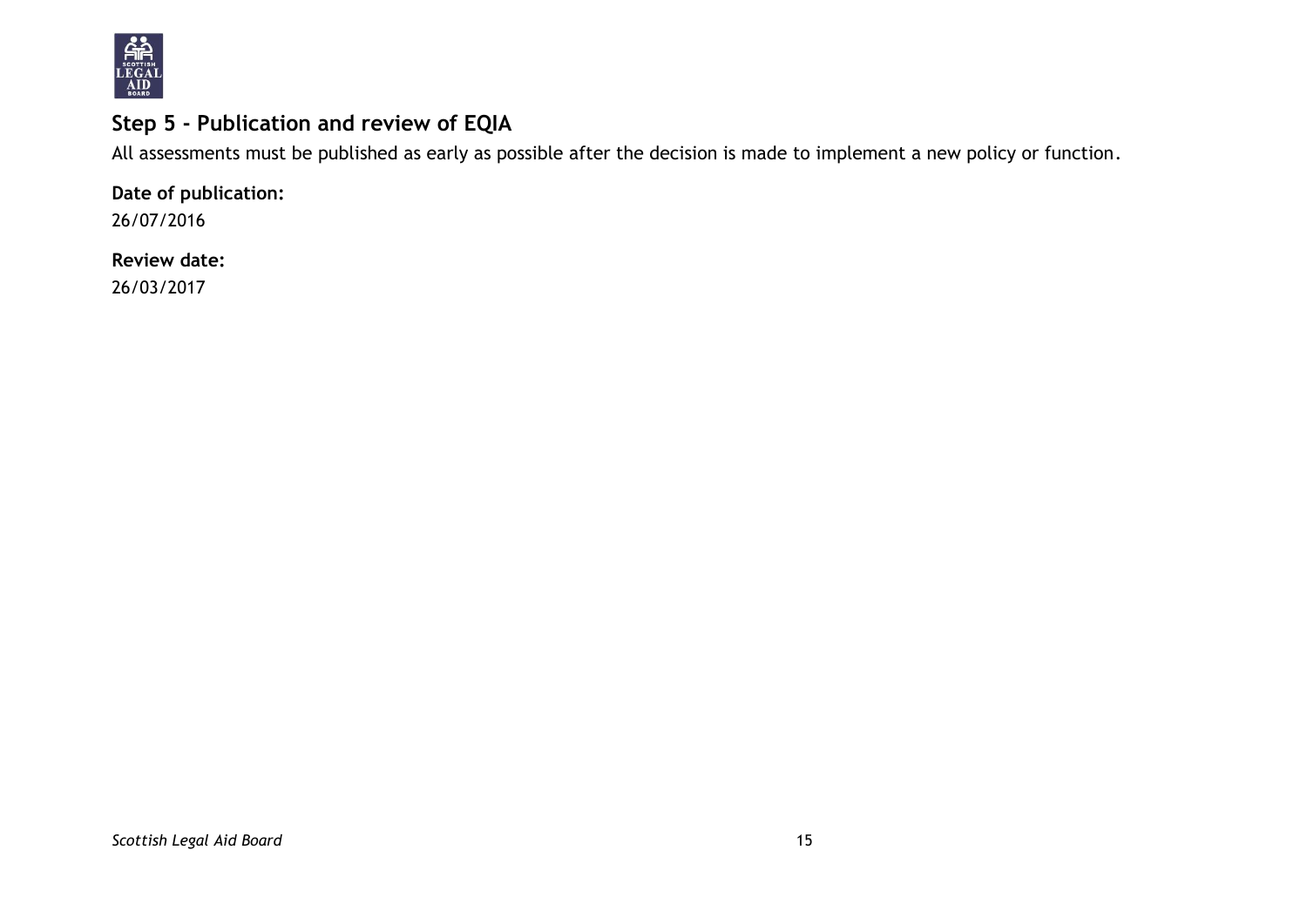## Step 5 - Publication and review of EQIA

All assessments must be published as early as possible after the decision is made to implement a new policy or function.

**Date of publication:**

26/07/2016

**Review date:**

26/03/2017